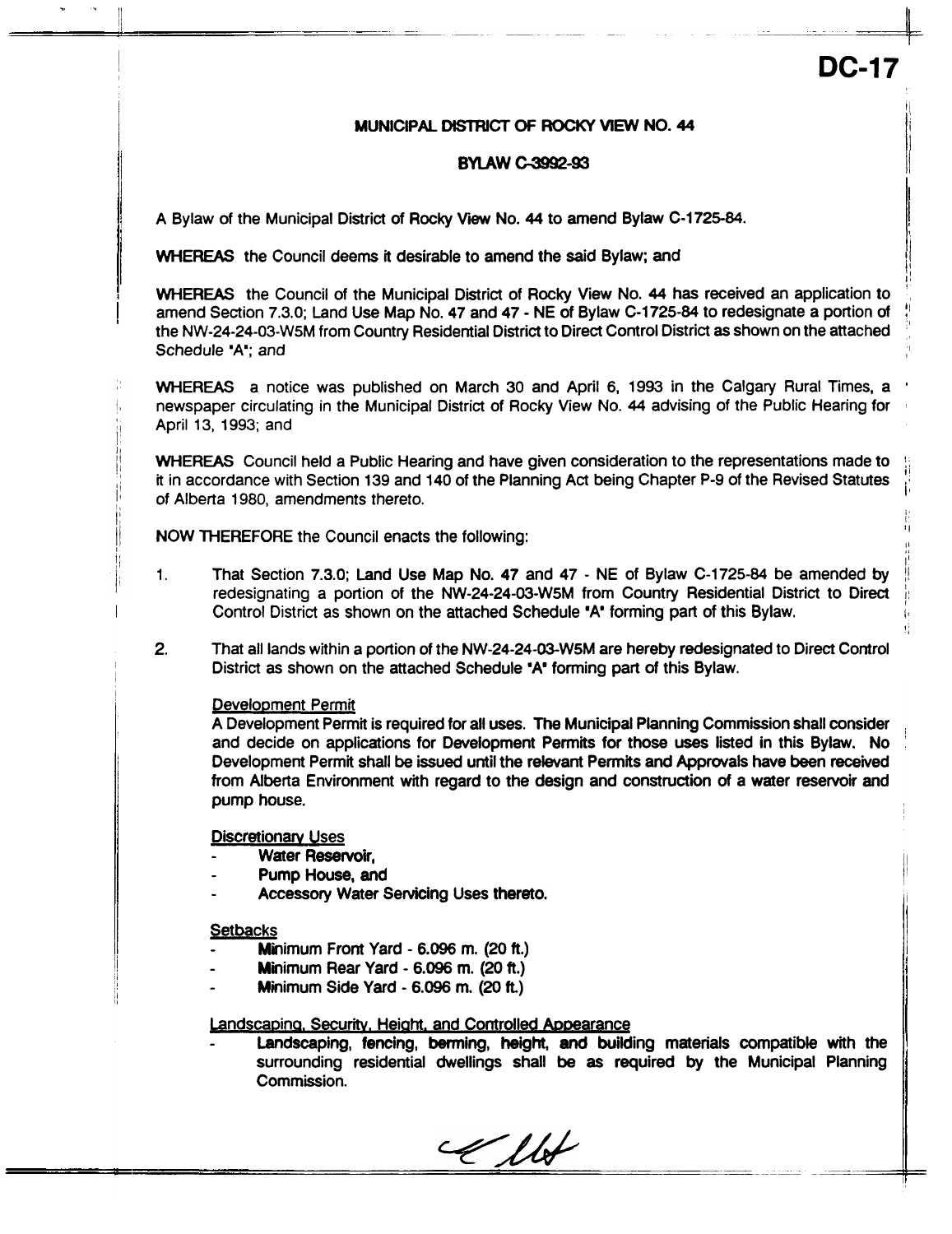# DC-17

## MUNICIPAL DISTRICT OF ROCKY VIEW NO. 44

## BYLAW C-3992-93

A Bylaw of the Municipal District of Rocky View No. 44 to amend Bylaw C-1725-84.

**WHEREAS** the Council deems it desirable to amend the said Bylaw; and

**WHEREAS** the Council of the Municipal District of Rocky View No. 44 has received an application to amend Section 7.3.0; Land Use Map No. 47 and 47 - NE of Bylaw C-1725-84 to redesignate a portion of the NW-24-24-03-W5M from Country Residential District to Direct Control District as shown on the attached Schedule "A"; and

**WHEREAS** a notice was published on March 30 and April 6, 1993 in the Calgary Rural Times, a newspaper circulating in the Municipal District of Rocky View No. 44 advising of the Public Hearing for April 13, 1993; and

**WHEREAS** Council held a Public Hearing and have given consideration to the representations made to it in accordance with Section 139 and 140 of the Planning Act being Chapter P-9 of the Revised Statutes of Alberta 1980, amendments thereto.

**NOW THEREFORE** the Council enacts the following:

1. That Section 7.3.0; Land Use Map No. 47 and 47 - NE of Bylaw C-1725-84 be amended by redesignating a portion of the NW-24-24-03-W5M from Country Residential District to Direct Control District as shown on the attached Schedule "A" forming part of this Bylaw.

2. That all lands within a portion of the NW-24-24-03-W5M are hereby redesignated to Direct Control District as shown on the attached Schedule "A" forming part of this Bylaw.

   Development Permit
   A Development Permit is required for all uses. The Municipal Planning Commission shall consider and decide on applications for Development Permits for those uses listed in this Bylaw. No Development Permit shall be issued until the relevant Permits and Approvals have been received from Alberta Environment with regard to the design and construction of a water reservoir and pump house.

   Discretionary Uses
   - Water Reservoir,
   - Pump House, and
   - Accessory Water Servicing Uses thereto.

   Setbacks
   - Minimum Front Yard - 6.096 m. (20 ft.)
   - Minimum Rear Yard - 6.096 m. (20 ft.)
   - Minimum Side Yard - 6.096 m. (20 ft.)

   Landscaping, Security, Height, and Controlled Appearance
   - Landscaping, fencing, berming, height, and building materials compatible with the surrounding residential dwellings shall be as required by the Municipal Planning Commission.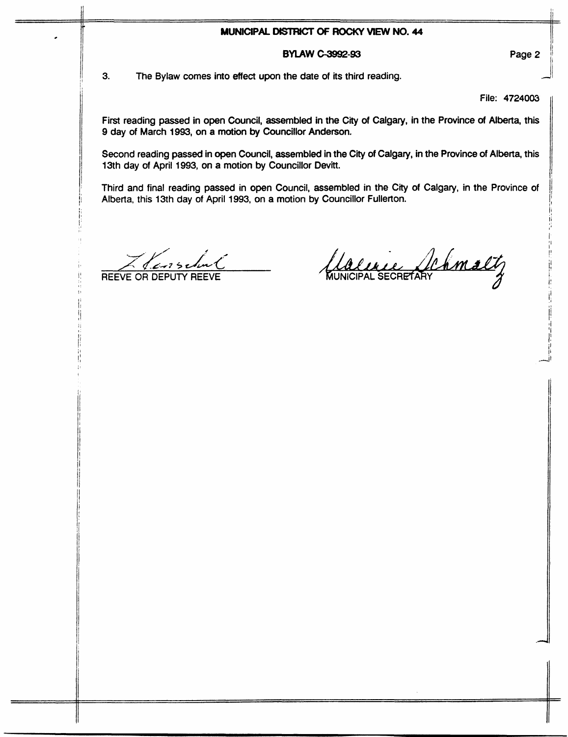**MUNICIPAL DISTRICT OF ROCKY VIEW NO. 44**

**BYLAW C-3992-93**

3. The Bylaw comes into effect upon the date of its third reading.

File: 4724003

First reading passed in open Council, assembled in the City of Calgary, in the Province of Alberta, this 9 day of March 1993, on a motion by Councillor Anderson.

Second reading passed in open Council, assembled in the City of Calgary, in the Province of Alberta, this 13th day of April 1993, on a motion by Councillor Devitt.

Third and final reading passed in open Council, assembled in the City of Calgary, in the Province of Alberta, this 13th day of April 1993, on a motion by Councillor Fullerton.

REEVE OR DEPUTY REEVE

MUNICIPAL SECRETARY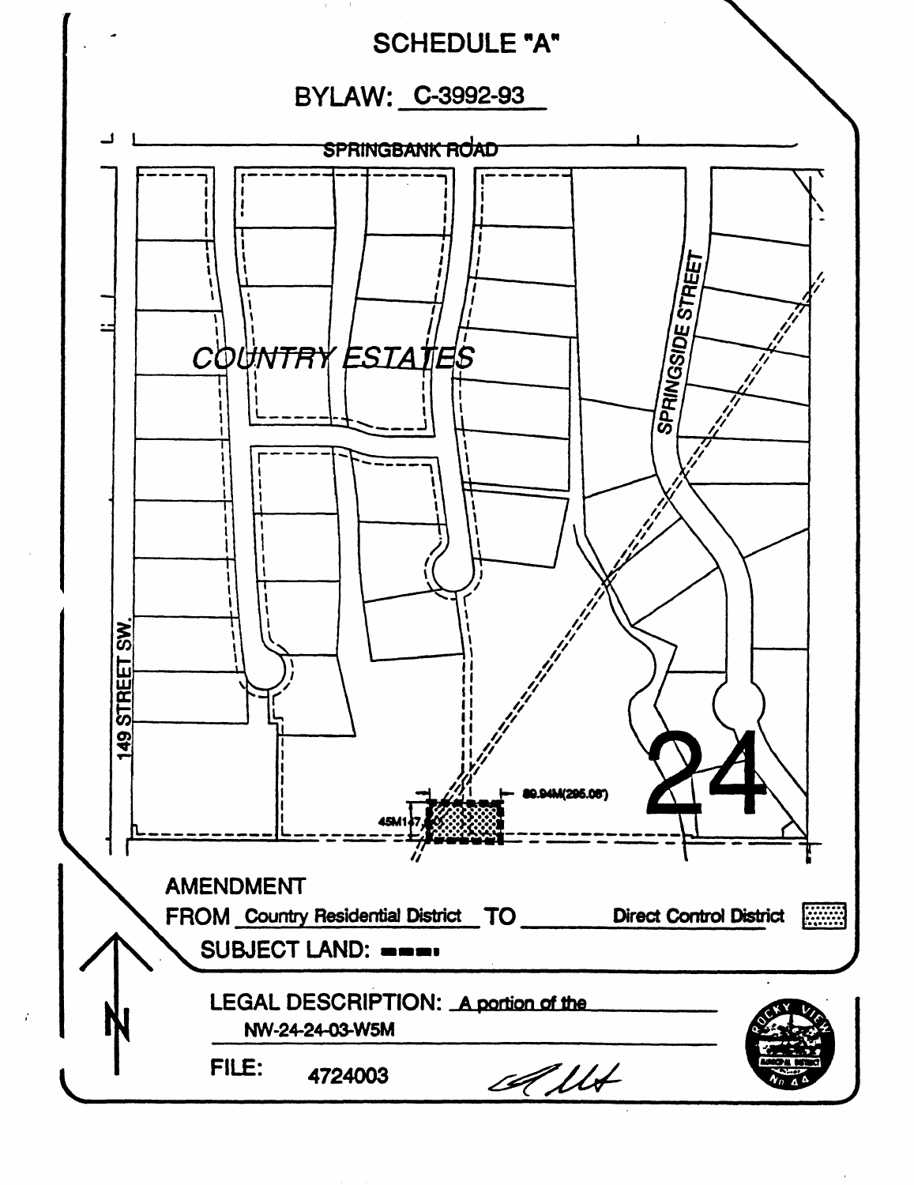# SCHEDULE "A"

## BYLAW: C-3992-93

SPRINGBANK ROAD

COUNTRY ESTATES

SPRINGSIDE STREET

149 STREET SW.

89.94M(295.08')

45M147.60')

24

**AMENDMENT**

**FROM** Country Residential District **TO** Direct Control District

**SUBJECT LAND:**

**LEGAL DESCRIPTION:** A portion of the NW-24-24-03-W5M

**FILE:** 4724003

N